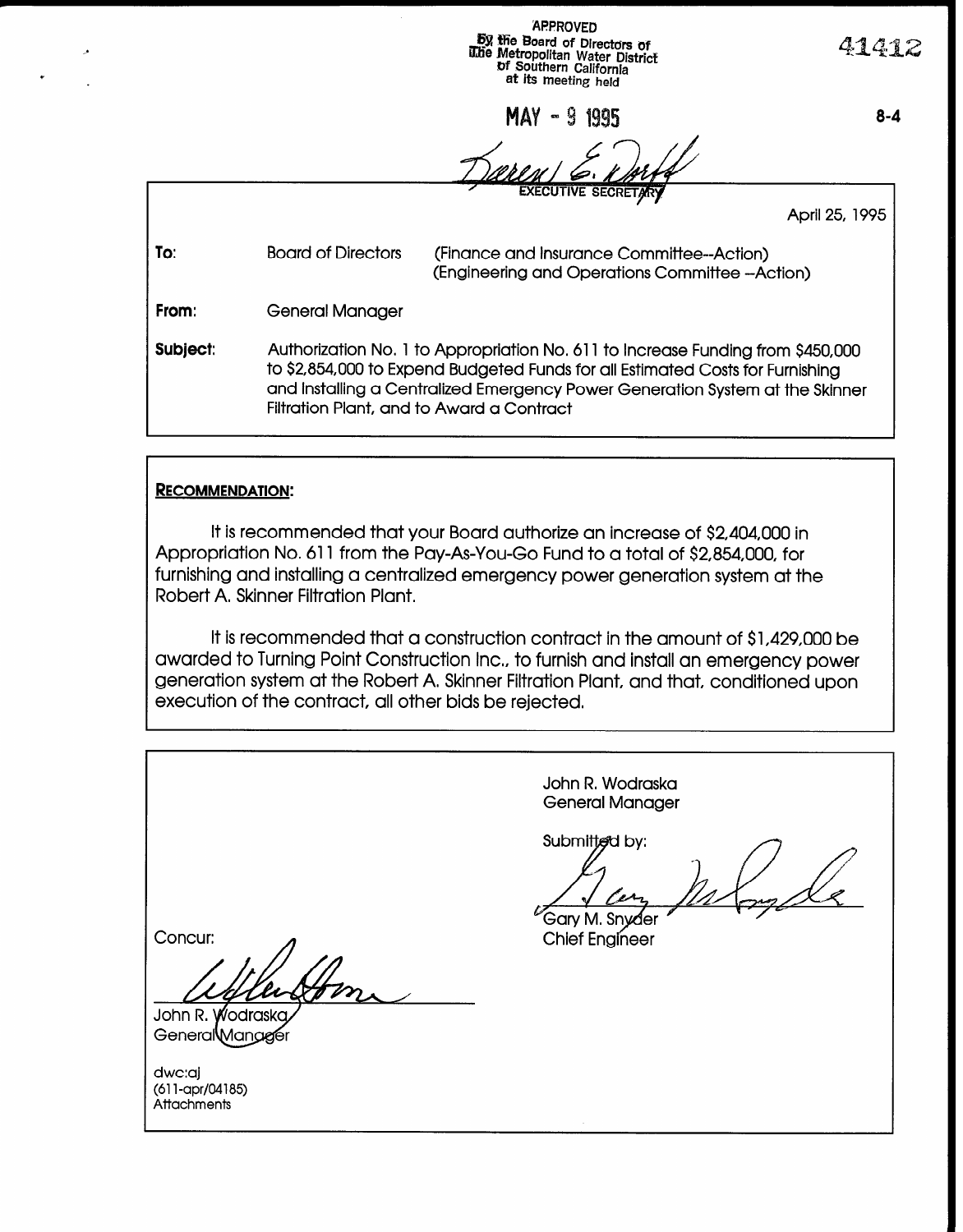APPROVED
By the Board of Directors of
The Metropolitan Water District
of Southern California
at its meeting held

MAY - 9 1995

EXECUTIVE SECRETARY

41412

8-4

April 25, 1995

**To:** Board of Directors (Finance and Insurance Committee--Action)
(Engineering and Operations Committee --Action)

**From:** General Manager

**Subject:** Authorization No. 1 to Appropriation No. 611 to Increase Funding from $450,000 to $2,854,000 to Expend Budgeted Funds for all Estimated Costs for Furnishing and Installing a Centralized Emergency Power Generation System at the Skinner Filtration Plant, and to Award a Contract

**RECOMMENDATION:**

It is recommended that your Board authorize an increase of $2,404,000 in Appropriation No. 611 from the Pay-As-You-Go Fund to a total of $2,854,000, for furnishing and installing a centralized emergency power generation system at the Robert A. Skinner Filtration Plant.

It is recommended that a construction contract in the amount of $1,429,000 be awarded to Turning Point Construction Inc., to furnish and install an emergency power generation system at the Robert A. Skinner Filtration Plant, and that, conditioned upon execution of the contract, all other bids be rejected.

John R. Wodraska
General Manager

Submitted by:

Gary M. Snyder
Chief Engineer

Concur:

John R. Wodraska
General Manager

dwc:aj
(611-apr/04185)
Attachments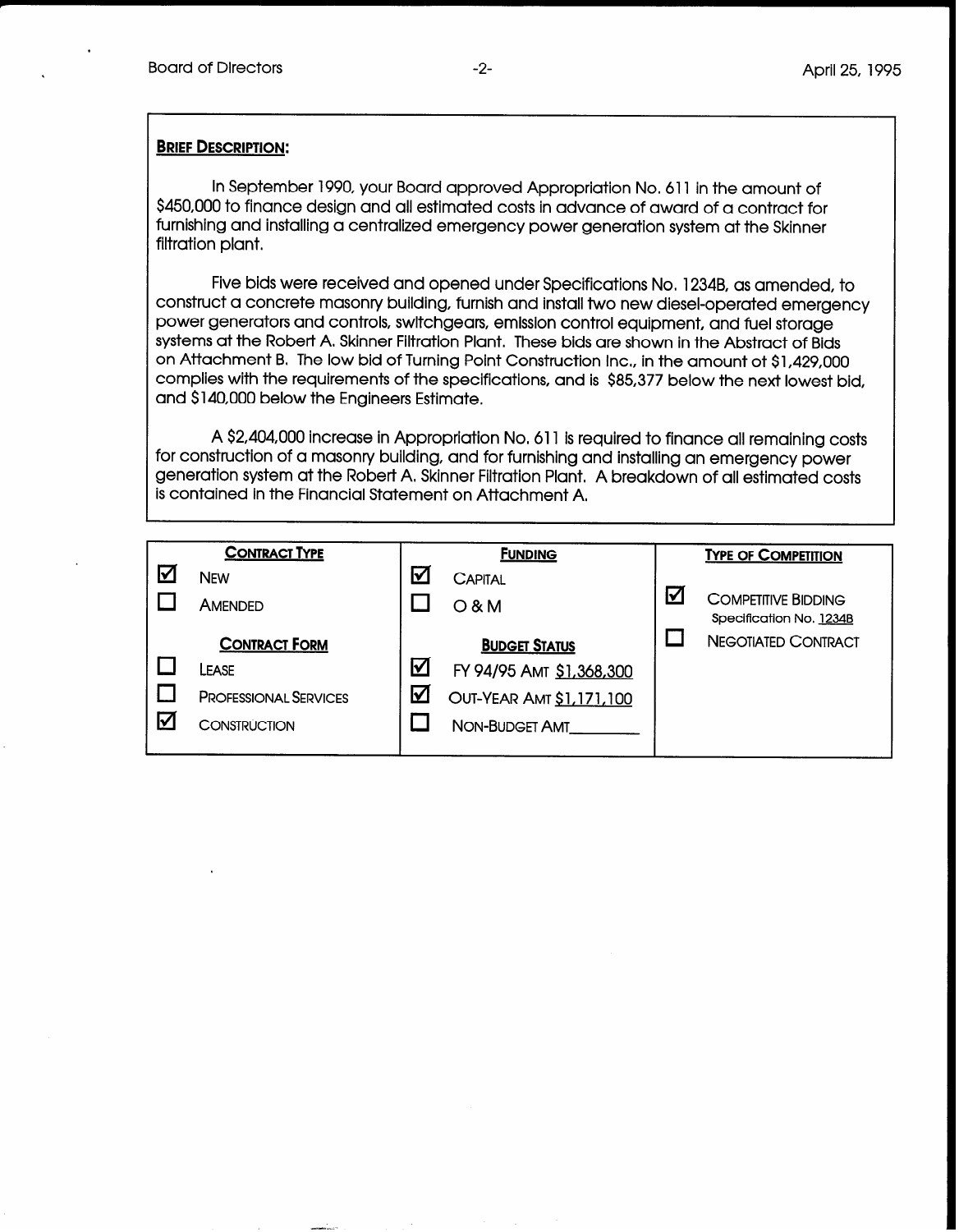**BRIEF DESCRIPTION:**

In September 1990, your Board approved Appropriation No. 611 in the amount of $450,000 to finance design and all estimated costs in advance of award of a contract for furnishing and installing a centralized emergency power generation system at the Skinner filtration plant.

Five bids were received and opened under Specifications No. 1234B, as amended, to construct a concrete masonry building, furnish and install two new diesel-operated emergency power generators and controls, switchgears, emission control equipment, and fuel storage systems at the Robert A. Skinner Filtration Plant. These bids are shown in the Abstract of Bids on Attachment B. The low bid of Turning Point Construction Inc., in the amount of $1,429,000 complies with the requirements of the specifications, and is $85,377 below the next lowest bid, and $140,000 below the Engineers Estimate.

A $2,404,000 increase in Appropriation No. 611 is required to finance all remaining costs for construction of a masonry building, and for furnishing and installing an emergency power generation system at the Robert A. Skinner Filtration Plant. A breakdown of all estimated costs is contained in the Financial Statement on Attachment A.

| **CONTRACT TYPE** | **FUNDING** | **TYPE OF COMPETITION** |
|---|---|---|
| ☑ NEW | ☑ CAPITAL | ☑ COMPETITIVE BIDDING Specification No. 1234B |
| ☐ AMENDED | ☐ O & M | ☐ NEGOTIATED CONTRACT |
| **CONTRACT FORM** | **BUDGET STATUS** | |
| ☐ LEASE | ☑ FY 94/95 AMT $1,368,300 | |
| ☐ PROFESSIONAL SERVICES | ☑ OUT-YEAR AMT $1,171,100 | |
| ☑ CONSTRUCTION | ☐ NON-BUDGET AMT________ | |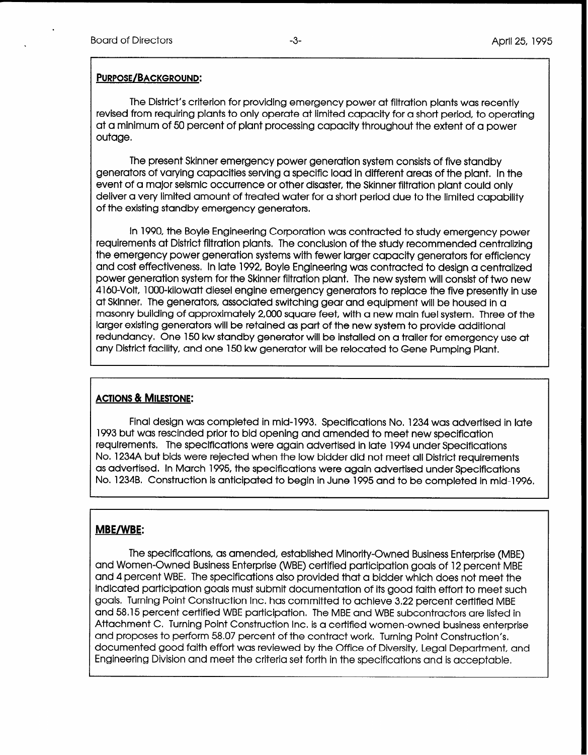## PURPOSE/BACKGROUND:

The District's criterion for providing emergency power at filtration plants was recently revised from requiring plants to only operate at limited capacity for a short period, to operating at a minimum of 50 percent of plant processing capacity throughout the extent of a power outage.

The present Skinner emergency power generation system consists of five standby generators of varying capacities serving a specific load in different areas of the plant. In the event of a major seismic occurrence or other disaster, the Skinner filtration plant could only deliver a very limited amount of treated water for a short period due to the limited capability of the existing standby emergency generators.

In 1990, the Boyle Engineering Corporation was contracted to study emergency power requirements at District filtration plants. The conclusion of the study recommended centralizing the emergency power generation systems with fewer larger capacity generators for efficiency and cost effectiveness. In late 1992, Boyle Engineering was contracted to design a centralized power generation system for the Skinner filtration plant. The new system will consist of two new 4160-Volt, 1000-kilowatt diesel engine emergency generators to replace the five presently in use at Skinner. The generators, associated switching gear and equipment will be housed in a masonry building of approximately 2,000 square feet, with a new main fuel system. Three of the larger existing generators will be retained as part of the new system to provide additional redundancy. One 150 kw standby generator will be installed on a trailer for emergency use at any District facility, and one 150 kw generator will be relocated to Gene Pumping Plant.

## ACTIONS & MILESTONE:

Final design was completed in mid-1993. Specifications No. 1234 was advertised in late 1993 but was rescinded prior to bid opening and amended to meet new specification requirements. The specifications were again advertised in late 1994 under Specifications No. 1234A but bids were rejected when the low bidder did not meet all District requirements as advertised. In March 1995, the specifications were again advertised under Specifications No. 1234B. Construction is anticipated to begin in June 1995 and to be completed in mid-1996.

## MBE/WBE:

The specifications, as amended, established Minority-Owned Business Enterprise (MBE) and Women-Owned Business Enterprise (WBE) certified participation goals of 12 percent MBE and 4 percent WBE. The specifications also provided that a bidder which does not meet the indicated participation goals must submit documentation of its good faith effort to meet such goals. Turning Point Construction Inc. has committed to achieve 3.22 percent certified MBE and 58.15 percent certified WBE participation. The MBE and WBE subcontractors are listed in Attachment C. Turning Point Construction Inc. is a certified women-owned business enterprise and proposes to perform 58.07 percent of the contract work. Turning Point Construction's. documented good faith effort was reviewed by the Office of Diversity, Legal Department, and Engineering Division and meet the criteria set forth in the specifications and is acceptable.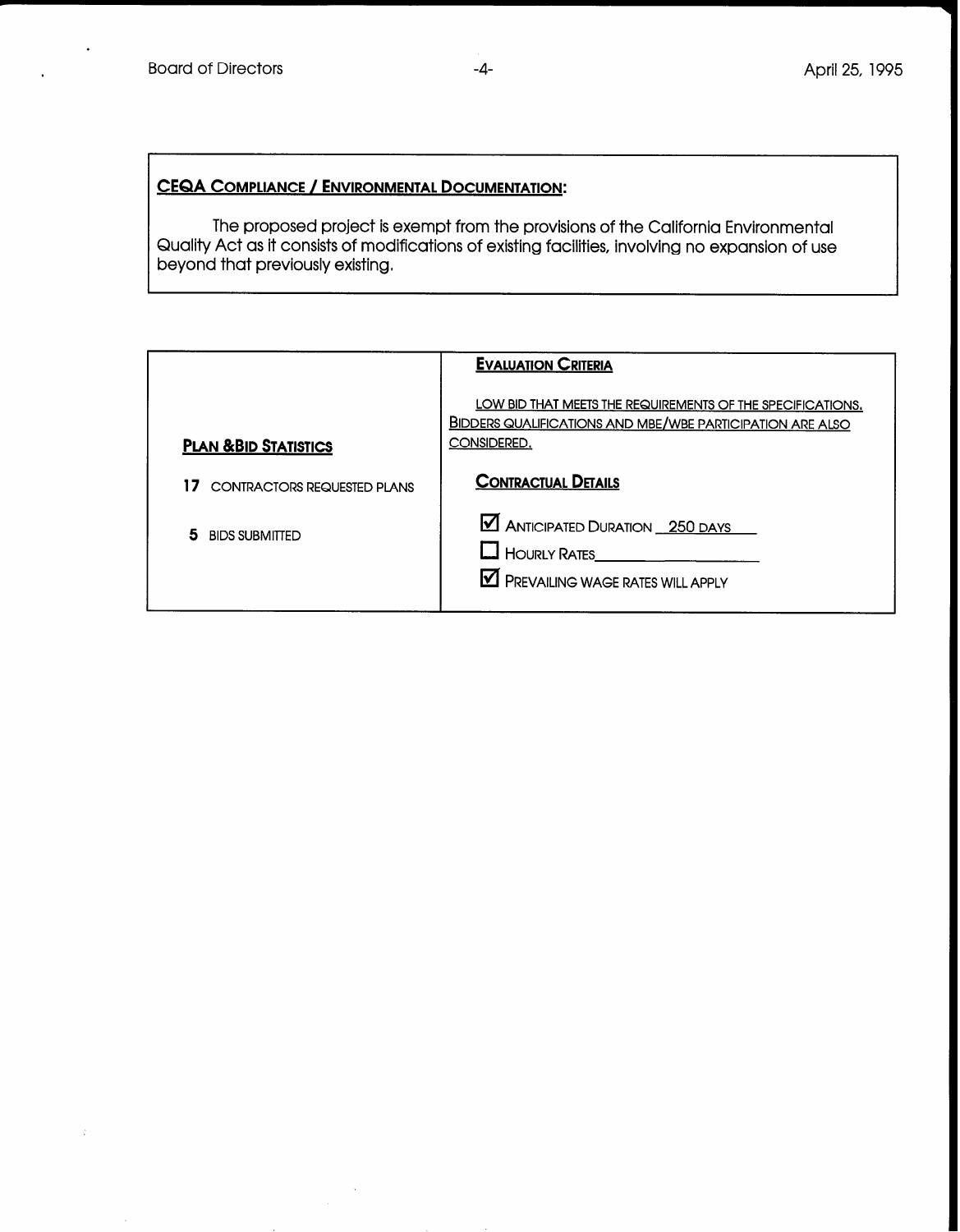## CEQA COMPLIANCE / ENVIRONMENTAL DOCUMENTATION:

The proposed project is exempt from the provisions of the California Environmental Quality Act as it consists of modifications of existing facilities, involving no expansion of use beyond that previously existing.

| PLAN & BID STATISTICS | EVALUATION CRITERIA |
|---|---|
| | LOW BID THAT MEETS THE REQUIREMENTS OF THE SPECIFICATIONS. BIDDERS QUALIFICATIONS AND MBE/WBE PARTICIPATION ARE ALSO CONSIDERED. |
| **17** CONTRACTORS REQUESTED PLANS | **CONTRACTUAL DETAILS** |
| **5** BIDS SUBMITTED | ☑ ANTICIPATED DURATION 250 DAYS<br>☐ HOURLY RATES ____________<br>☑ PREVAILING WAGE RATES WILL APPLY |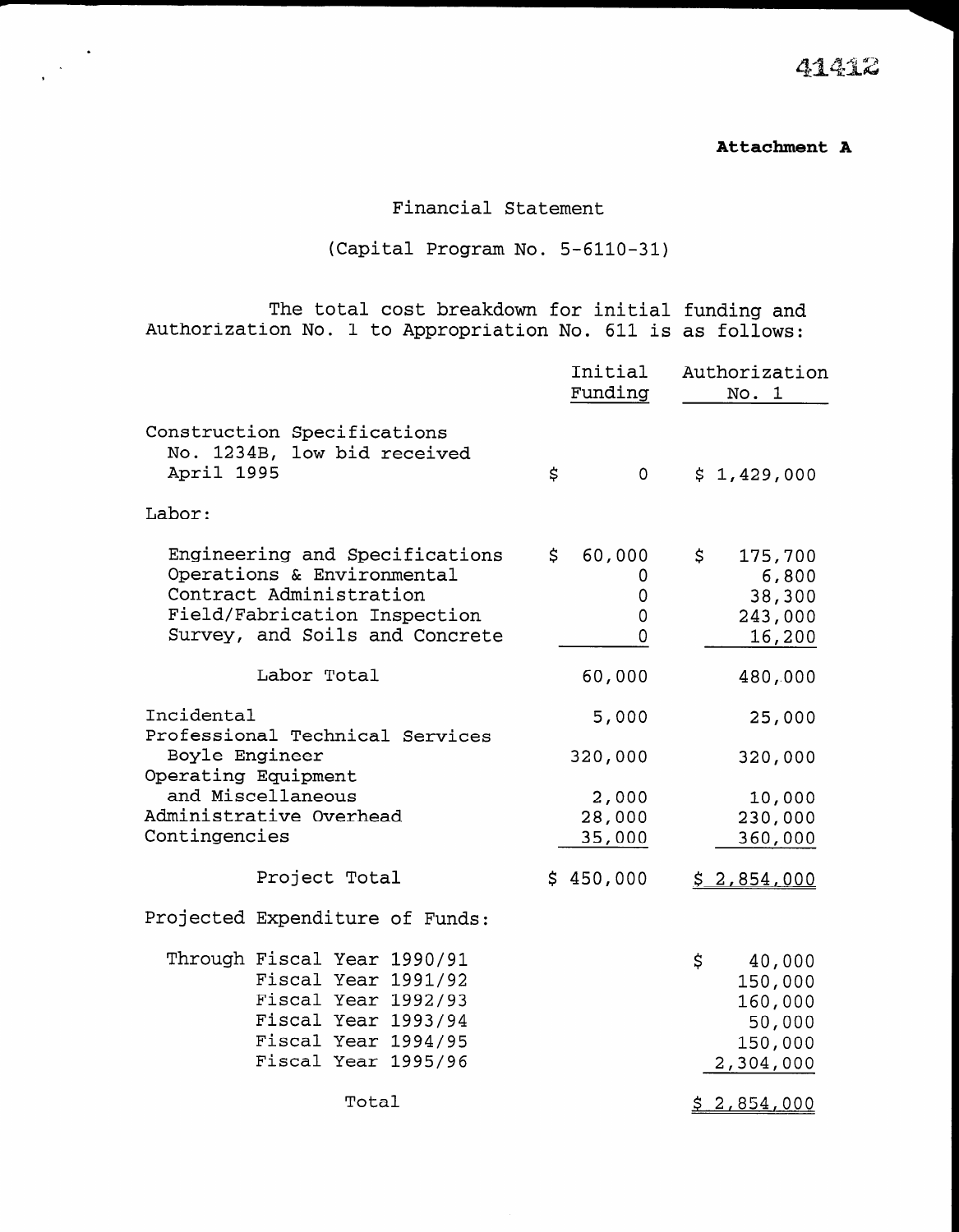41412

**Attachment A**

Financial Statement

(Capital Program No. 5-6110-31)

The total cost breakdown for initial funding and Authorization No. 1 to Appropriation No. 611 is as follows:

| | Initial Funding | Authorization No. 1 |
|---|---|---|
| Construction Specifications No. 1234B, low bid received April 1995 | $ 0 | $ 1,429,000 |
| Labor: | | |
| Engineering and Specifications | $ 60,000 | $ 175,700 |
| Operations & Environmental | 0 | 6,800 |
| Contract Administration | 0 | 38,300 |
| Field/Fabrication Inspection | 0 | 243,000 |
| Survey, and Soils and Concrete | 0 | 16,200 |
| Labor Total | 60,000 | 480,000 |
| Incidental | 5,000 | 25,000 |
| Professional Technical Services Boyle Engineer | 320,000 | 320,000 |
| Operating Equipment and Miscellaneous | 2,000 | 10,000 |
| Administrative Overhead | 28,000 | 230,000 |
| Contingencies | 35,000 | 360,000 |
| Project Total | $ 450,000 | $ 2,854,000 |

Projected Expenditure of Funds:

| | |
|---|---|
| Through Fiscal Year 1990/91 | $ 40,000 |
| Fiscal Year 1991/92 | 150,000 |
| Fiscal Year 1992/93 | 160,000 |
| Fiscal Year 1993/94 | 50,000 |
| Fiscal Year 1994/95 | 150,000 |
| Fiscal Year 1995/96 | 2,304,000 |
| Total | $ 2,854,000 |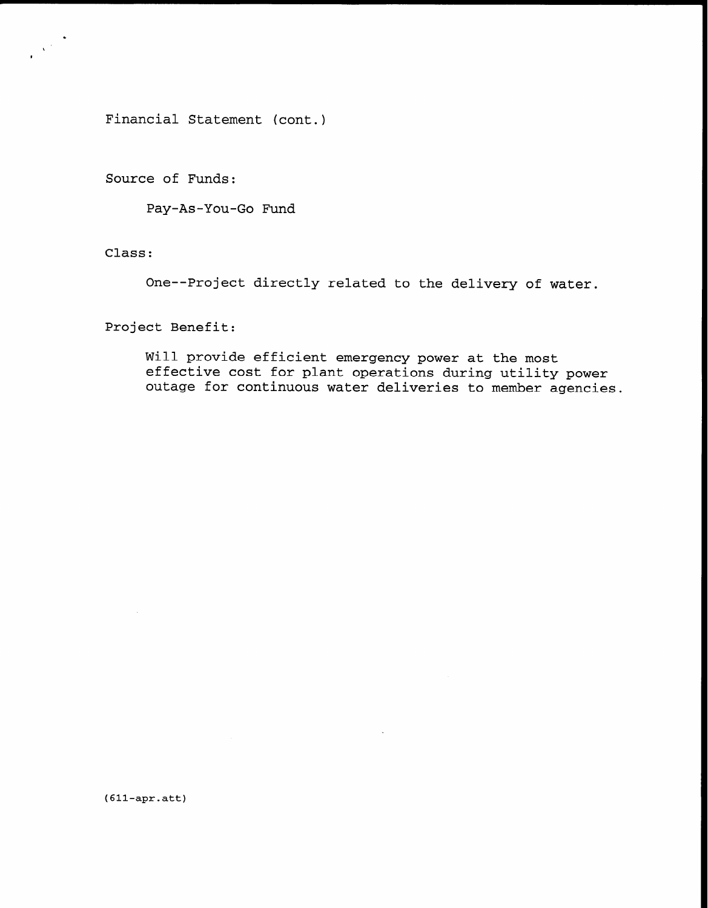Financial Statement (cont.)

Source of Funds:

Pay-As-You-Go Fund

Class:

One--Project directly related to the delivery of water.

Project Benefit:

Will provide efficient emergency power at the most effective cost for plant operations during utility power outage for continuous water deliveries to member agencies.

(611-apr.att)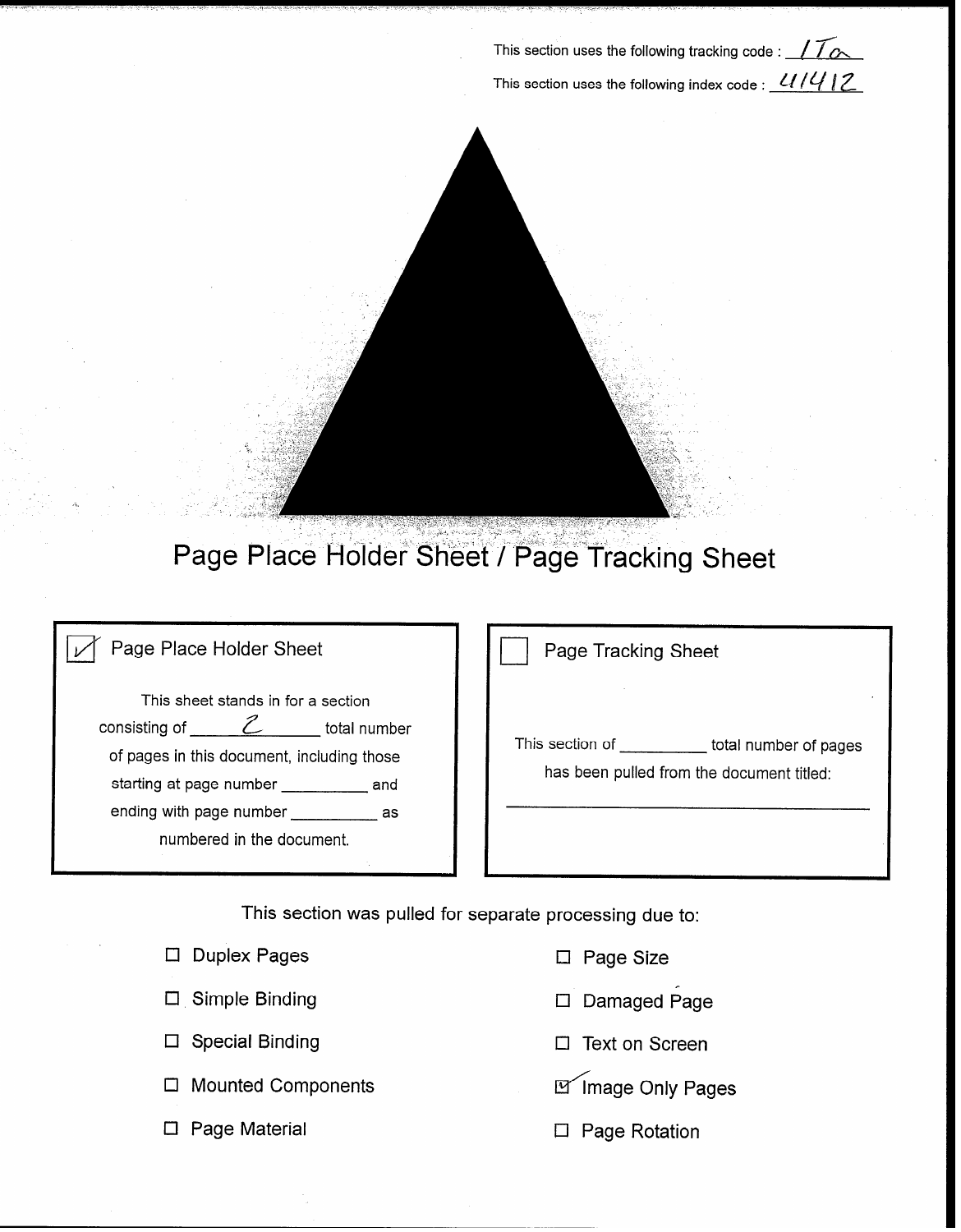This section uses the following tracking code : 1Ta

This section uses the following index code : 41412

# Page Place Holder Sheet / Page Tracking Sheet

☑ Page Place Holder Sheet

This sheet stands in for a section consisting of 2 total number of pages in this document, including those starting at page number ______ and ending with page number ______ as numbered in the document.

☐ Page Tracking Sheet

This section of ______ total number of pages has been pulled from the document titled:

______________________________

This section was pulled for separate processing due to:

- ☐ Duplex Pages
- ☐ Simple Binding
- ☐ Special Binding
- ☐ Mounted Components
- ☐ Page Material
- ☐ Page Size
- ☐ Damaged Page
- ☐ Text on Screen
- ☑ Image Only Pages
- ☐ Page Rotation